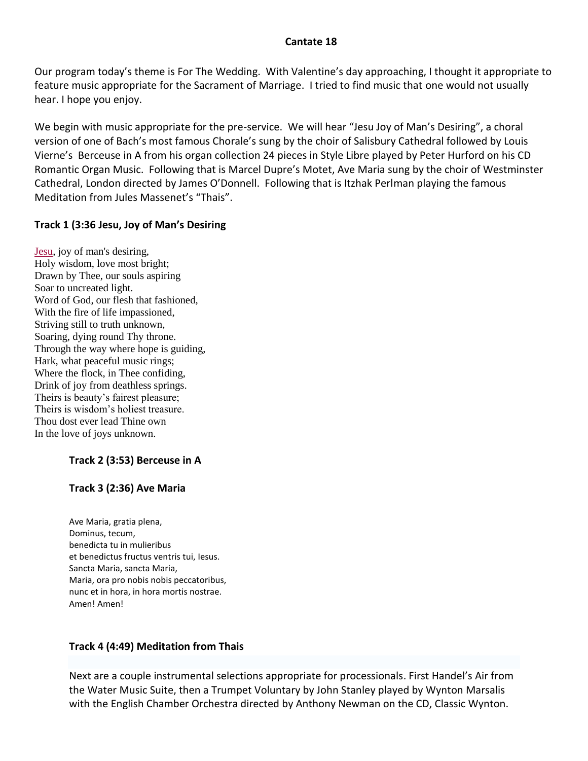# Cantate 18

Our program today's theme is For The Wedding. With Valentine's day approaching, I thought it appropriate to feature music appropriate for the Sacrament of Marriage. I tried to find music that one would not usually hear. I hope you enjoy.

We begin with music appropriate for the pre-service. We will hear "Jesu Joy of Man's Desiring", a choral version of one of Bach's most famous Chorale's sung by the choir of Salisbury Cathedral followed by Louis Vierne's Berceuse in A from his organ collection 24 pieces in Style Libre played by Peter Hurford on his CD Romantic Organ Music. Following that is Marcel Dupre's Motet, Ave Maria sung by the choir of Westminster Cathedral, London directed by James O'Donnell. Following that is Itzhak Perlman playing the famous Meditation from Jules Massenet's "Thais".

### Track 1 (3:36 Jesu, Joy of Man's Desiring

Jesu, joy of man's desiring,
Holy wisdom, love most bright;
Drawn by Thee, our souls aspiring
Soar to uncreated light.
Word of God, our flesh that fashioned,
With the fire of life impassioned,
Striving still to truth unknown,
Soaring, dying round Thy throne.
Through the way where hope is guiding,
Hark, what peaceful music rings;
Where the flock, in Thee confiding,
Drink of joy from deathless springs.
Theirs is beauty's fairest pleasure;
Theirs is wisdom's holiest treasure.
Thou dost ever lead Thine own
In the love of joys unknown.

### Track 2 (3:53) Berceuse in A

### Track 3 (2:36) Ave Maria

Ave Maria, gratia plena,
Dominus, tecum,
benedicta tu in mulieribus
et benedictus fructus ventris tui, Iesus.
Sancta Maria, sancta Maria,
Maria, ora pro nobis nobis peccatoribus,
nunc et in hora, in hora mortis nostrae.
Amen! Amen!

### Track 4 (4:49) Meditation from Thais

Next are a couple instrumental selections appropriate for processionals. First Handel's Air from the Water Music Suite, then a Trumpet Voluntary by John Stanley played by Wynton Marsalis with the English Chamber Orchestra directed by Anthony Newman on the CD, Classic Wynton.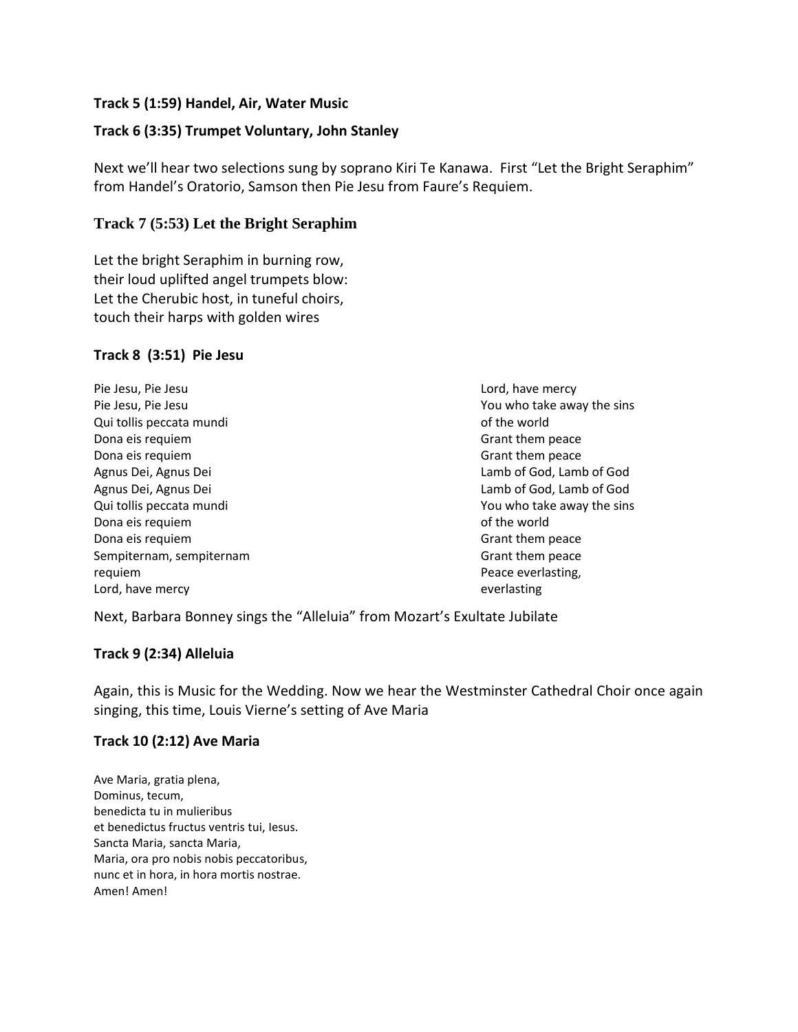**Track 5 (1:59) Handel, Air, Water Music**

**Track 6 (3:35) Trumpet Voluntary, John Stanley**

Next we'll hear two selections sung by soprano Kiri Te Kanawa. First "Let the Bright Seraphim" from Handel's Oratorio, Samson then Pie Jesu from Faure's Requiem.

**Track 7 (5:53) Let the Bright Seraphim**

Let the bright Seraphim in burning row,
their loud uplifted angel trumpets blow:
Let the Cherubic host, in tuneful choirs,
touch their harps with golden wires

**Track 8 (3:51) Pie Jesu**

| | |
|---|---|
| Pie Jesu, Pie Jesu | Lord, have mercy |
| Pie Jesu, Pie Jesu | You who take away the sins |
| Qui tollis peccata mundi | of the world |
| Dona eis requiem | Grant them peace |
| Dona eis requiem | Grant them peace |
| Agnus Dei, Agnus Dei | Lamb of God, Lamb of God |
| Agnus Dei, Agnus Dei | Lamb of God, Lamb of God |
| Qui tollis peccata mundi | You who take away the sins |
| Dona eis requiem | of the world |
| Dona eis requiem | Grant them peace |
| Sempiternam, sempiternam | Grant them peace |
| requiem | Peace everlasting, |
| Lord, have mercy | everlasting |

Next, Barbara Bonney sings the "Alleluia" from Mozart's Exultate Jubilate

**Track 9 (2:34) Alleluia**

Again, this is Music for the Wedding. Now we hear the Westminster Cathedral Choir once again singing, this time, Louis Vierne's setting of Ave Maria

**Track 10 (2:12) Ave Maria**

Ave Maria, gratia plena,
Dominus, tecum,
benedicta tu in mulieribus
et benedictus fructus ventris tui, Iesus.
Sancta Maria, sancta Maria,
Maria, ora pro nobis nobis peccatoribus,
nunc et in hora, in hora mortis nostrae.
Amen! Amen!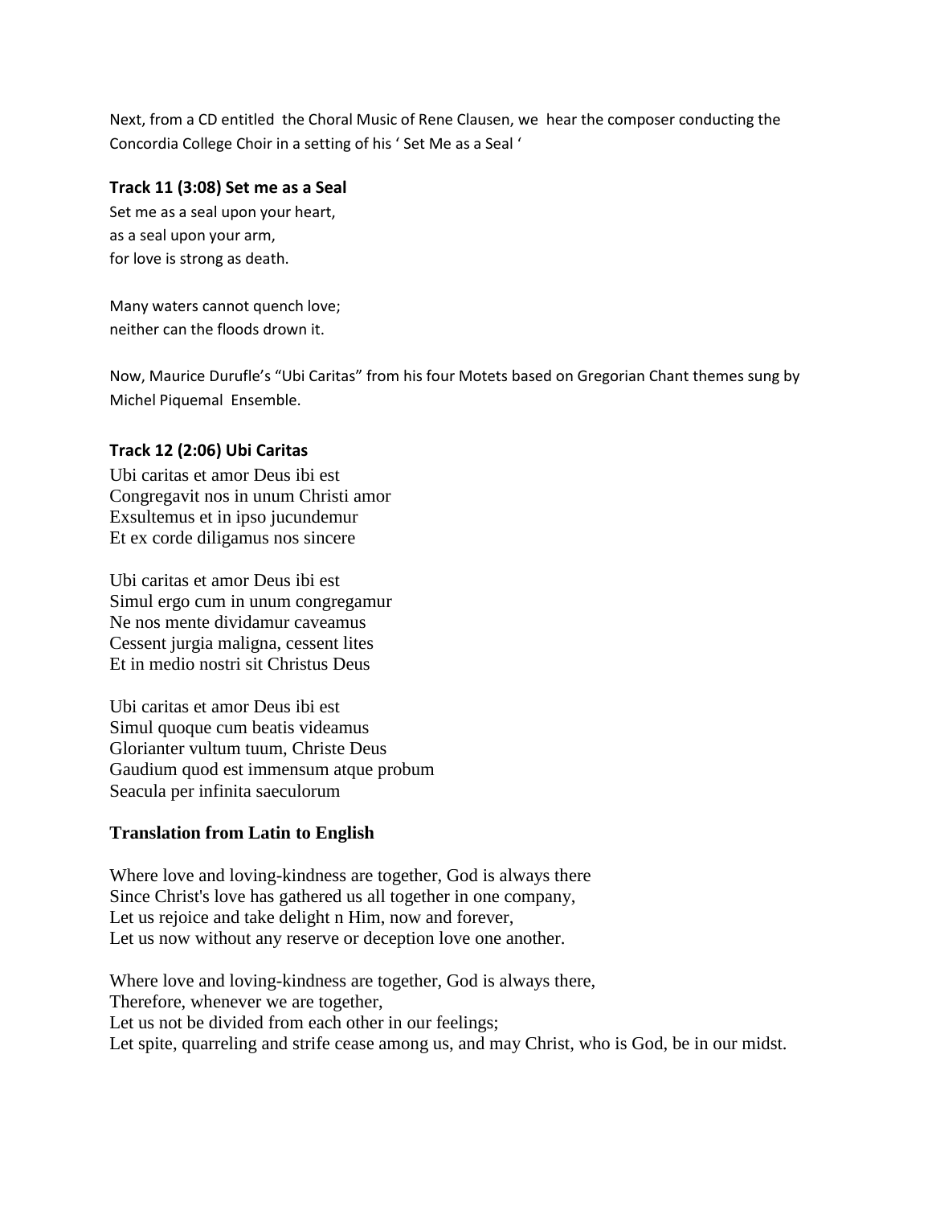Next, from a CD entitled the Choral Music of Rene Clausen, we hear the composer conducting the Concordia College Choir in a setting of his ' Set Me as a Seal '

**Track 11 (3:08) Set me as a Seal**

Set me as a seal upon your heart,
as a seal upon your arm,
for love is strong as death.

Many waters cannot quench love;
neither can the floods drown it.

Now, Maurice Durufle's "Ubi Caritas" from his four Motets based on Gregorian Chant themes sung by Michel Piquemal Ensemble.

**Track 12 (2:06) Ubi Caritas**

Ubi caritas et amor Deus ibi est
Congregavit nos in unum Christi amor
Exsultemus et in ipso jucundemur
Et ex corde diligamus nos sincere

Ubi caritas et amor Deus ibi est
Simul ergo cum in unum congregamur
Ne nos mente dividamur caveamus
Cessent jurgia maligna, cessent lites
Et in medio nostri sit Christus Deus

Ubi caritas et amor Deus ibi est
Simul quoque cum beatis videamus
Glorianter vultum tuum, Christe Deus
Gaudium quod est immensum atque probum
Seacula per infinita saeculorum

**Translation from Latin to English**

Where love and loving-kindness are together, God is always there
Since Christ's love has gathered us all together in one company,
Let us rejoice and take delight n Him, now and forever,
Let us now without any reserve or deception love one another.

Where love and loving-kindness are together, God is always there,
Therefore, whenever we are together,
Let us not be divided from each other in our feelings;
Let spite, quarreling and strife cease among us, and may Christ, who is God, be in our midst.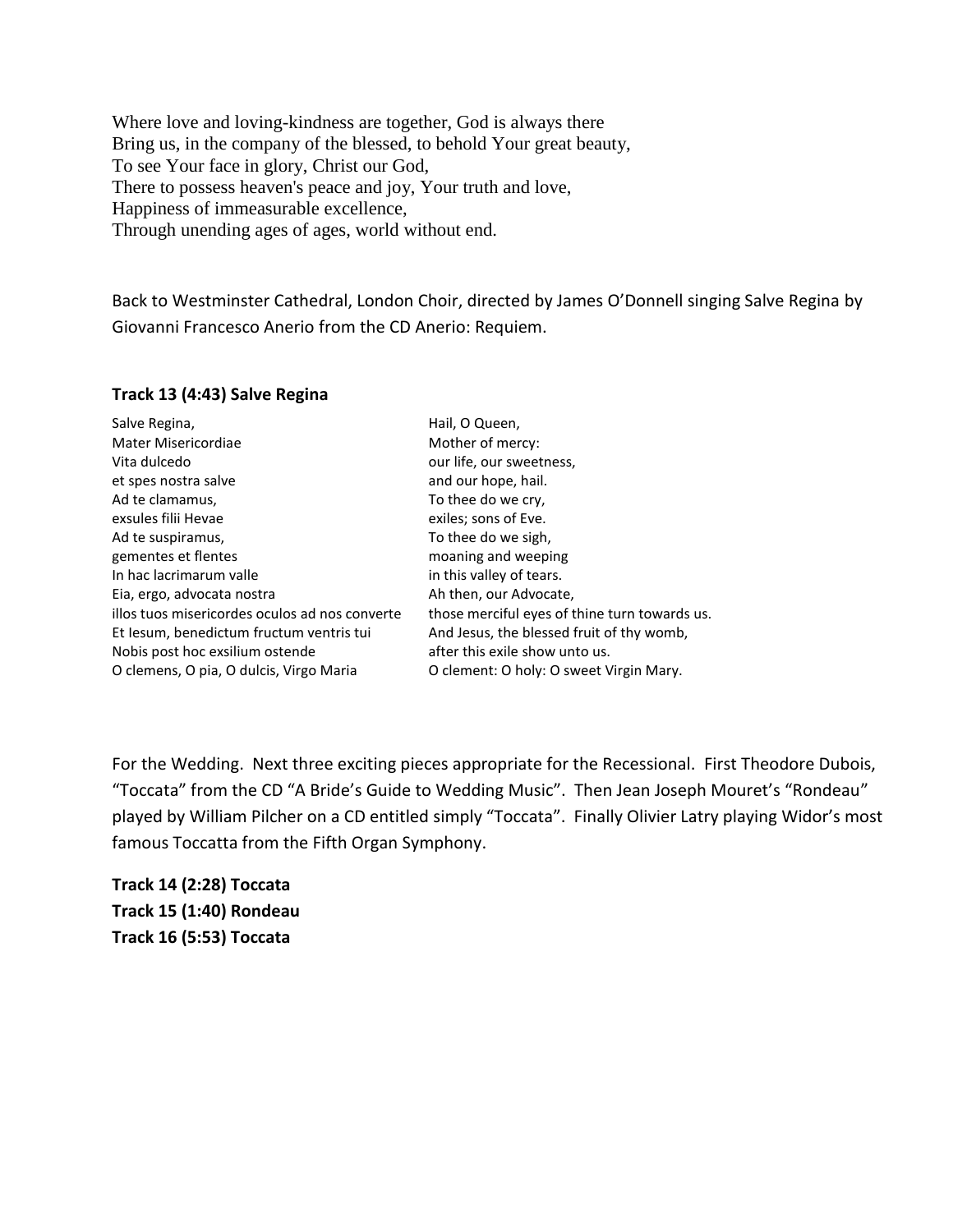Where love and loving-kindness are together, God is always there
Bring us, in the company of the blessed, to behold Your great beauty,
To see Your face in glory, Christ our God,
There to possess heaven's peace and joy, Your truth and love,
Happiness of immeasurable excellence,
Through unending ages of ages, world without end.

Back to Westminster Cathedral, London Choir, directed by James O'Donnell singing Salve Regina by Giovanni Francesco Anerio from the CD Anerio: Requiem.

**Track 13 (4:43) Salve Regina**

| | |
|---|---|
| Salve Regina, | Hail, O Queen, |
| Mater Misericordiae | Mother of mercy: |
| Vita dulcedo | our life, our sweetness, |
| et spes nostra salve | and our hope, hail. |
| Ad te clamamus, | To thee do we cry, |
| exsules filii Hevae | exiles; sons of Eve. |
| Ad te suspiramus, | To thee do we sigh, |
| gementes et flentes | moaning and weeping |
| In hac lacrimarum valle | in this valley of tears. |
| Eia, ergo, advocata nostra | Ah then, our Advocate, |
| illos tuos misericordes oculos ad nos converte | those merciful eyes of thine turn towards us. |
| Et Iesum, benedictum fructum ventris tui | And Jesus, the blessed fruit of thy womb, |
| Nobis post hoc exsilium ostende | after this exile show unto us. |
| O clemens, O pia, O dulcis, Virgo Maria | O clement: O holy: O sweet Virgin Mary. |

For the Wedding. Next three exciting pieces appropriate for the Recessional. First Theodore Dubois, "Toccata" from the CD "A Bride's Guide to Wedding Music". Then Jean Joseph Mouret's "Rondeau" played by William Pilcher on a CD entitled simply "Toccata". Finally Olivier Latry playing Widor's most famous Toccatta from the Fifth Organ Symphony.

**Track 14 (2:28) Toccata**
**Track 15 (1:40) Rondeau**
**Track 16 (5:53) Toccata**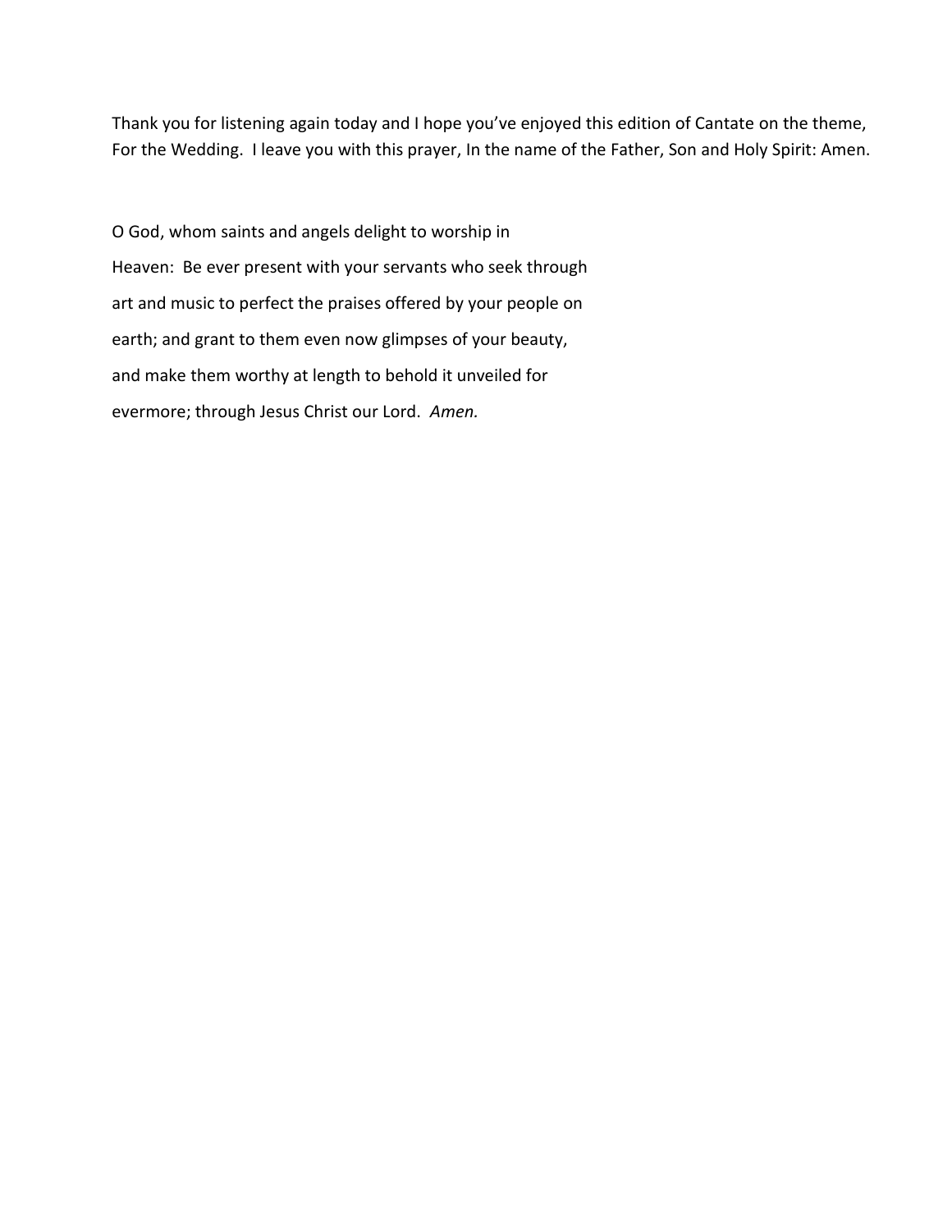Thank you for listening again today and I hope you've enjoyed this edition of Cantate on the theme, For the Wedding. I leave you with this prayer, In the name of the Father, Son and Holy Spirit: Amen.

O God, whom saints and angels delight to worship in Heaven: Be ever present with your servants who seek through art and music to perfect the praises offered by your people on earth; and grant to them even now glimpses of your beauty, and make them worthy at length to behold it unveiled for evermore; through Jesus Christ our Lord. *Amen.*